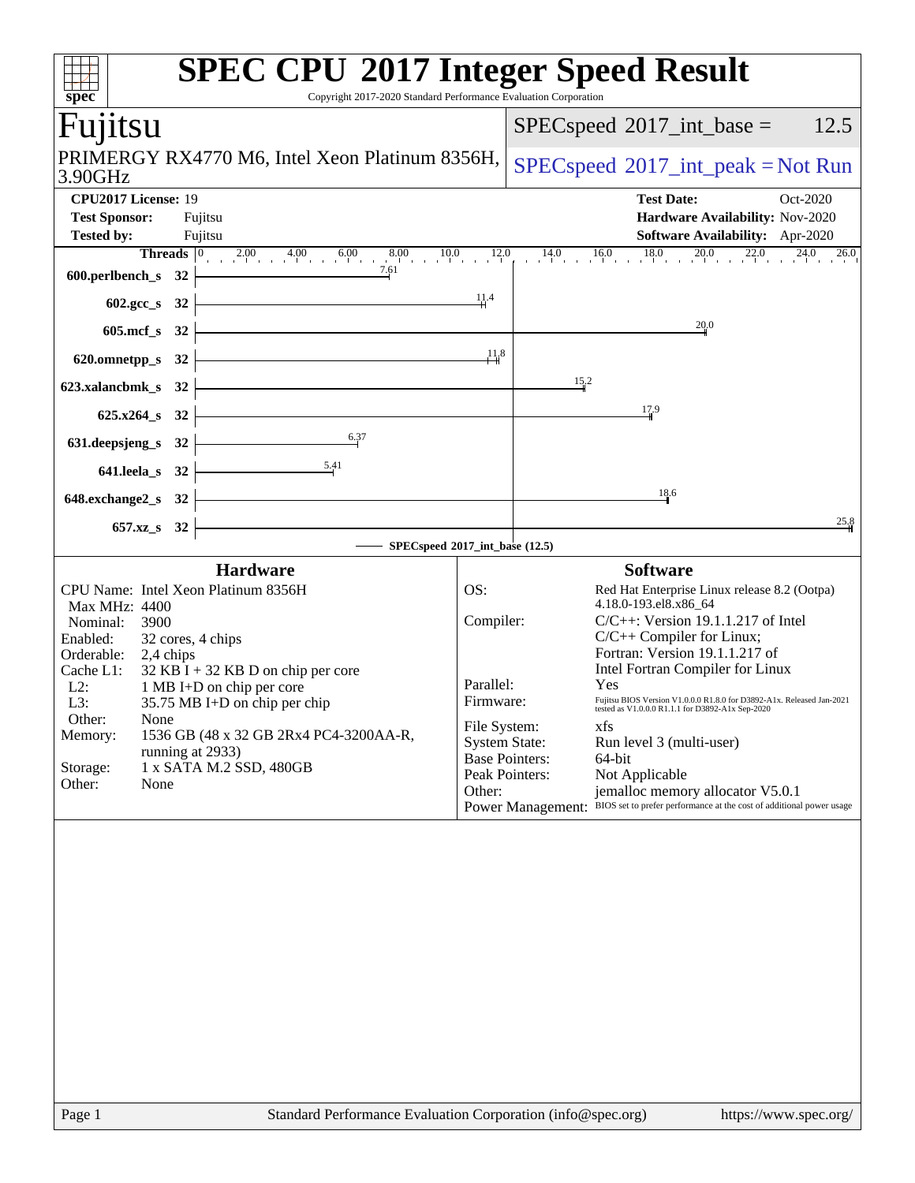# SPEC CPU 2017 Integer Speed Result

Copyright 2017-2020 Standard Performance Evaluation Corporation

## Fujitsu

PRIMERGY RX4770 M6, Intel Xeon Platinum 8356H, 3.90GHz

SPECspeed 2017_int_base = 12.5

SPECspeed 2017_int_peak = Not Run

| | | | |
|---|---|---|---|
| **CPU2017 License:** | 19 | **Test Date:** | Oct-2020 |
| **Test Sponsor:** | Fujitsu | **Hardware Availability:** | Nov-2020 |
| **Tested by:** | Fujitsu | **Software Availability:** | Apr-2020 |

| Benchmark | Threads | Base |
|---|---|---|
| 600.perlbench_s | 32 | 7.61 |
| 602.gcc_s | 32 | 11.4 |
| 605.mcf_s | 32 | 20.0 |
| 620.omnetpp_s | 32 | 11.8 |
| 623.xalancbmk_s | 32 | 15.2 |
| 625.x264_s | 32 | 17.9 |
| 631.deepsjeng_s | 32 | 6.37 |
| 641.leela_s | 32 | 5.41 |
| 648.exchange2_s | 32 | 18.6 |
| 657.xz_s | 32 | 25.8 |

SPECspeed 2017_int_base (12.5)

### Hardware

| | |
|---|---|
| CPU Name: | Intel Xeon Platinum 8356H |
| Max MHz: | 4400 |
| Nominal: | 3900 |
| Enabled: | 32 cores, 4 chips |
| Orderable: | 2,4 chips |
| Cache L1: | 32 KB I + 32 KB D on chip per core |
| L2: | 1 MB I+D on chip per core |
| L3: | 35.75 MB I+D on chip per chip |
| Other: | None |
| Memory: | 1536 GB (48 x 32 GB 2Rx4 PC4-3200AA-R, running at 2933) |
| Storage: | 1 x SATA M.2 SSD, 480GB |
| Other: | None |

### Software

| | |
|---|---|
| OS: | Red Hat Enterprise Linux release 8.2 (Ootpa) 4.18.0-193.el8.x86_64 |
| Compiler: | C/C++: Version 19.1.1.217 of Intel C/C++ Compiler for Linux; Fortran: Version 19.1.1.217 of Intel Fortran Compiler for Linux |
| Parallel: | Yes |
| Firmware: | Fujitsu BIOS Version V1.0.0.0 R1.8.0 for D3892-A1x. Released Jan-2021 tested as V1.0.0.0 R1.1.1 for D3892-A1x Sep-2020 |
| File System: | xfs |
| System State: | Run level 3 (multi-user) |
| Base Pointers: | 64-bit |
| Peak Pointers: | Not Applicable |
| Other: | jemalloc memory allocator V5.0.1 |
| Power Management: | BIOS set to prefer performance at the cost of additional power usage |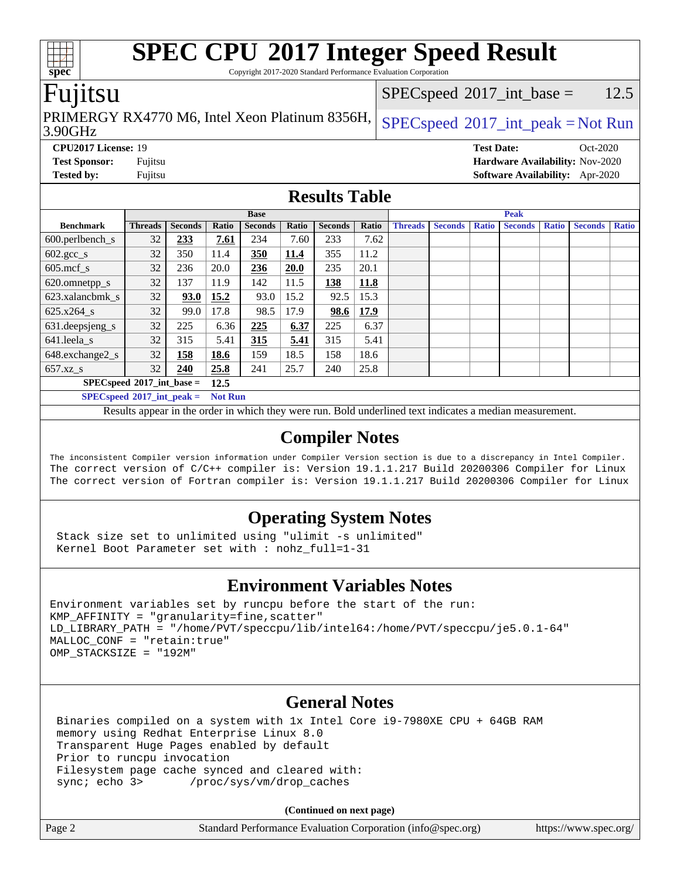# SPEC CPU 2017 Integer Speed Result

Copyright 2017-2020 Standard Performance Evaluation Corporation

## Fujitsu

PRIMERGY RX4770 M6, Intel Xeon Platinum 8356H, 3.90GHz

SPECspeed 2017_int_base = 12.5

SPECspeed 2017_int_peak = Not Run

**CPU2017 License:** 19
**Test Sponsor:** Fujitsu
**Tested by:** Fujitsu

**Test Date:** Oct-2020
**Hardware Availability:** Nov-2020
**Software Availability:** Apr-2020

## Results Table

| Benchmark | Base | | | | | | | Peak | | | | | | |
|---|---|---|---|---|---|---|---|---|---|---|---|---|---|---|
| | Threads | Seconds | Ratio | Seconds | Ratio | Seconds | Ratio | Threads | Seconds | Ratio | Seconds | Ratio | Seconds | Ratio |
| 600.perlbench_s | 32 | **233** | **7.61** | 234 | 7.60 | 233 | 7.62 | | | | | | | |
| 602.gcc_s | 32 | 350 | 11.4 | **350** | **11.4** | 355 | 11.2 | | | | | | | |
| 605.mcf_s | 32 | 236 | 20.0 | **236** | **20.0** | 235 | 20.1 | | | | | | | |
| 620.omnetpp_s | 32 | 137 | 11.9 | 142 | 11.5 | **138** | **11.8** | | | | | | | |
| 623.xalancbmk_s | 32 | **93.0** | **15.2** | 93.0 | 15.2 | 92.5 | 15.3 | | | | | | | |
| 625.x264_s | 32 | 99.0 | 17.8 | 98.5 | 17.9 | **98.6** | **17.9** | | | | | | | |
| 631.deepsjeng_s | 32 | 225 | 6.36 | **225** | **6.37** | 225 | 6.37 | | | | | | | |
| 641.leela_s | 32 | 315 | 5.41 | **315** | **5.41** | 315 | 5.41 | | | | | | | |
| 648.exchange2_s | 32 | **158** | **18.6** | 159 | 18.5 | 158 | 18.6 | | | | | | | |
| 657.xz_s | 32 | **240** | **25.8** | 241 | 25.7 | 240 | 25.8 | | | | | | | |

**SPECspeed 2017_int_base = 12.5**

**SPECspeed 2017_int_peak = Not Run**

Results appear in the order in which they were run. Bold underlined text indicates a median measurement.

## Compiler Notes

```
The inconsistent Compiler version information under Compiler Version section is due to a discrepancy in Intel Compiler.
The correct version of C/C++ compiler is: Version 19.1.1.217 Build 20200306 Compiler for Linux
The correct version of Fortran compiler is: Version 19.1.1.217 Build 20200306 Compiler for Linux
```

## Operating System Notes

```
Stack size set to unlimited using "ulimit -s unlimited"
Kernel Boot Parameter set with : nohz_full=1-31
```

## Environment Variables Notes

```
Environment variables set by runcpu before the start of the run:
KMP_AFFINITY = "granularity=fine,scatter"
LD_LIBRARY_PATH = "/home/PVT/speccpu/lib/intel64:/home/PVT/speccpu/je5.0.1-64"
MALLOC_CONF = "retain:true"
OMP_STACKSIZE = "192M"
```

## General Notes

```
Binaries compiled on a system with 1x Intel Core i9-7980XE CPU + 64GB RAM
memory using Redhat Enterprise Linux 8.0
Transparent Huge Pages enabled by default
Prior to runcpu invocation
Filesystem page cache synced and cleared with:
sync; echo 3>       /proc/sys/vm/drop_caches
```

**(Continued on next page)**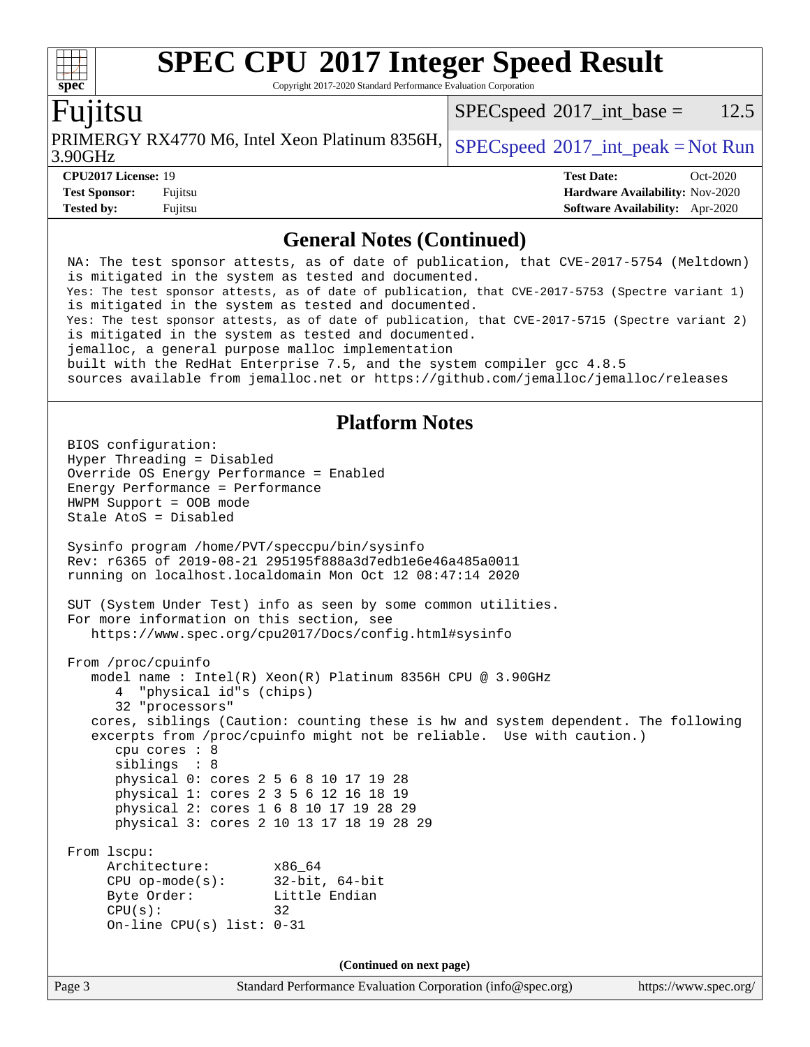# SPEC CPU 2017 Integer Speed Result

Copyright 2017-2020 Standard Performance Evaluation Corporation

## Fujitsu

PRIMERGY RX4770 M6, Intel Xeon Platinum 8356H, 3.90GHz

SPECspeed 2017_int_base = 12.5

SPECspeed 2017_int_peak = Not Run

**CPU2017 License:** 19
**Test Sponsor:** Fujitsu
**Tested by:** Fujitsu

**Test Date:** Oct-2020
**Hardware Availability:** Nov-2020
**Software Availability:** Apr-2020

## General Notes (Continued)

```
NA: The test sponsor attests, as of date of publication, that CVE-2017-5754 (Meltdown)
is mitigated in the system as tested and documented.
Yes: The test sponsor attests, as of date of publication, that CVE-2017-5753 (Spectre variant 1)
is mitigated in the system as tested and documented.
Yes: The test sponsor attests, as of date of publication, that CVE-2017-5715 (Spectre variant 2)
is mitigated in the system as tested and documented.
jemalloc, a general purpose malloc implementation
built with the RedHat Enterprise 7.5, and the system compiler gcc 4.8.5
sources available from jemalloc.net or https://github.com/jemalloc/jemalloc/releases
```

## Platform Notes

```
BIOS configuration:
Hyper Threading = Disabled
Override OS Energy Performance = Enabled
Energy Performance = Performance
HWPM Support = OOB mode
Stale AtoS = Disabled

Sysinfo program /home/PVT/speccpu/bin/sysinfo
Rev: r6365 of 2019-08-21 295195f888a3d7edb1e6e46a485a0011
running on localhost.localdomain Mon Oct 12 08:47:14 2020

SUT (System Under Test) info as seen by some common utilities.
For more information on this section, see
   https://www.spec.org/cpu2017/Docs/config.html#sysinfo

From /proc/cpuinfo
   model name : Intel(R) Xeon(R) Platinum 8356H CPU @ 3.90GHz
      4  "physical id"s (chips)
      32 "processors"
   cores, siblings (Caution: counting these is hw and system dependent. The following
   excerpts from /proc/cpuinfo might not be reliable.  Use with caution.)
      cpu cores : 8
      siblings  : 8
      physical 0: cores 2 5 6 8 10 17 19 28
      physical 1: cores 2 3 5 6 12 16 18 19
      physical 2: cores 1 6 8 10 17 19 28 29
      physical 3: cores 2 10 13 17 18 19 28 29

From lscpu:
     Architecture:        x86_64
     CPU op-mode(s):      32-bit, 64-bit
     Byte Order:          Little Endian
     CPU(s):              32
     On-line CPU(s) list: 0-31
```

(Continued on next page)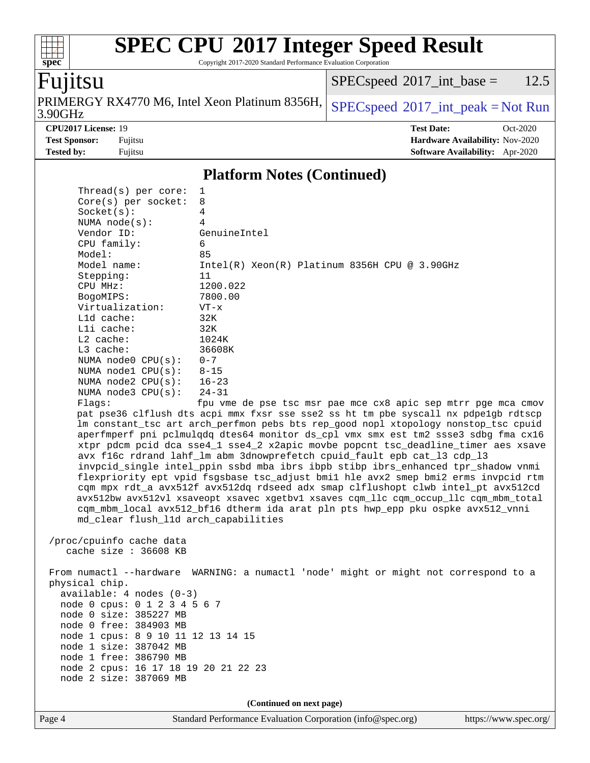# SPEC CPU 2017 Integer Speed Result

Copyright 2017-2020 Standard Performance Evaluation Corporation

## Fujitsu

PRIMERGY RX4770 M6, Intel Xeon Platinum 8356H, 3.90GHz

SPECspeed 2017_int_base = 12.5

SPECspeed 2017_int_peak = Not Run

**CPU2017 License:** 19
**Test Sponsor:** Fujitsu
**Tested by:** Fujitsu

**Test Date:** Oct-2020
**Hardware Availability:** Nov-2020
**Software Availability:** Apr-2020

### Platform Notes (Continued)

```
    Thread(s) per core:  1
    Core(s) per socket:  8
    Socket(s):           4
    NUMA node(s):        4
    Vendor ID:           GenuineIntel
    CPU family:          6
    Model:               85
    Model name:          Intel(R) Xeon(R) Platinum 8356H CPU @ 3.90GHz
    Stepping:            11
    CPU MHz:             1200.022
    BogoMIPS:            7800.00
    Virtualization:      VT-x
    L1d cache:           32K
    L1i cache:           32K
    L2 cache:            1024K
    L3 cache:            36608K
    NUMA node0 CPU(s):   0-7
    NUMA node1 CPU(s):   8-15
    NUMA node2 CPU(s):   16-23
    NUMA node3 CPU(s):   24-31
    Flags:               fpu vme de pse tsc msr pae mce cx8 apic sep mtrr pge mca cmov
    pat pse36 clflush dts acpi mmx fxsr sse sse2 ss ht tm pbe syscall nx pdpe1gb rdtscp
    lm constant_tsc art arch_perfmon pebs bts rep_good nopl xtopology nonstop_tsc cpuid
    aperfmperf pni pclmulqdq dtes64 monitor ds_cpl vmx smx est tm2 ssse3 sdbg fma cx16
    xtpr pdcm pcid dca sse4_1 sse4_2 x2apic movbe popcnt tsc_deadline_timer aes xsave
    avx f16c rdrand lahf_lm abm 3dnowprefetch cpuid_fault epb cat_l3 cdp_l3
    invpcid_single intel_ppin ssbd mba ibrs ibpb stibp ibrs_enhanced tpr_shadow vnmi
    flexpriority ept vpid fsgsbase tsc_adjust bmi1 hle avx2 smep bmi2 erms invpcid rtm
    cqm mpx rdt_a avx512f avx512dq rdseed adx smap clflushopt clwb intel_pt avx512cd
    avx512bw avx512vl xsaveopt xsavec xgetbv1 xsaves cqm_llc cqm_occup_llc cqm_mbm_total
    cqm_mbm_local avx512_bf16 dtherm ida arat pln pts hwp_epp pku ospke avx512_vnni
    md_clear flush_l1d arch_capabilities

 /proc/cpuinfo cache data
    cache size : 36608 KB

 From numactl --hardware  WARNING: a numactl 'node' might or might not correspond to a
 physical chip.
   available: 4 nodes (0-3)
   node 0 cpus: 0 1 2 3 4 5 6 7
   node 0 size: 385227 MB
   node 0 free: 384903 MB
   node 1 cpus: 8 9 10 11 12 13 14 15
   node 1 size: 387042 MB
   node 1 free: 386790 MB
   node 2 cpus: 16 17 18 19 20 21 22 23
   node 2 size: 387069 MB
```

**(Continued on next page)**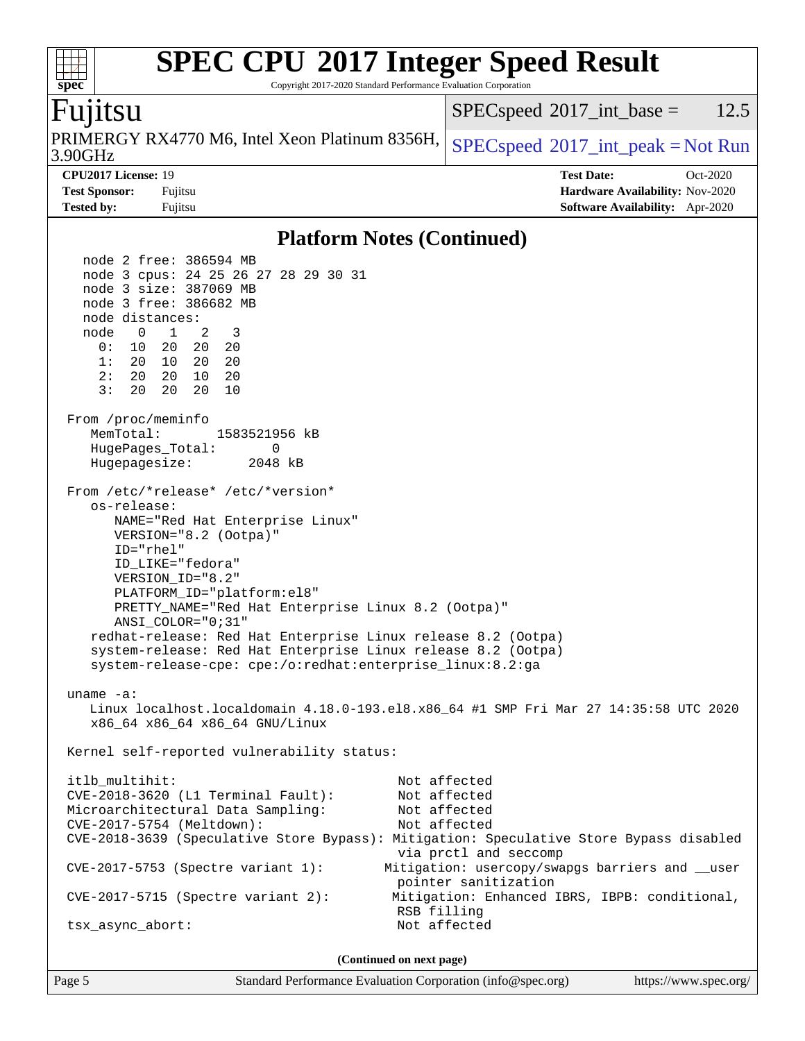## Platform Notes (Continued)

```
   node 2 free: 386594 MB
   node 3 cpus: 24 25 26 27 28 29 30 31
   node 3 size: 387069 MB
   node 3 free: 386682 MB
   node distances:
   node   0   1   2   3
     0:  10  20  20  20
     1:  20  10  20  20
     2:  20  20  10  20
     3:  20  20  20  10

 From /proc/meminfo
    MemTotal:       1583521956 kB
    HugePages_Total:       0
    Hugepagesize:       2048 kB

 From /etc/*release* /etc/*version*
    os-release:
       NAME="Red Hat Enterprise Linux"
       VERSION="8.2 (Ootpa)"
       ID="rhel"
       ID_LIKE="fedora"
       VERSION_ID="8.2"
       PLATFORM_ID="platform:el8"
       PRETTY_NAME="Red Hat Enterprise Linux 8.2 (Ootpa)"
       ANSI_COLOR="0;31"
    redhat-release: Red Hat Enterprise Linux release 8.2 (Ootpa)
    system-release: Red Hat Enterprise Linux release 8.2 (Ootpa)
    system-release-cpe: cpe:/o:redhat:enterprise_linux:8.2:ga

 uname -a:
    Linux localhost.localdomain 4.18.0-193.el8.x86_64 #1 SMP Fri Mar 27 14:35:58 UTC 2020
    x86_64 x86_64 x86_64 GNU/Linux

 Kernel self-reported vulnerability status:

 itlb_multihit:                                 Not affected
 CVE-2018-3620 (L1 Terminal Fault):             Not affected
 Microarchitectural Data Sampling:              Not affected
 CVE-2017-5754 (Meltdown):                      Not affected
 CVE-2018-3639 (Speculative Store Bypass): Mitigation: Speculative Store Bypass disabled
                                                via prctl and seccomp
 CVE-2017-5753 (Spectre variant 1):            Mitigation: usercopy/swapgs barriers and __user
                                                pointer sanitization
 CVE-2017-5715 (Spectre variant 2):             Mitigation: Enhanced IBRS, IBPB: conditional,
                                                RSB filling
 tsx_async_abort:                               Not affected
```

(Continued on next page)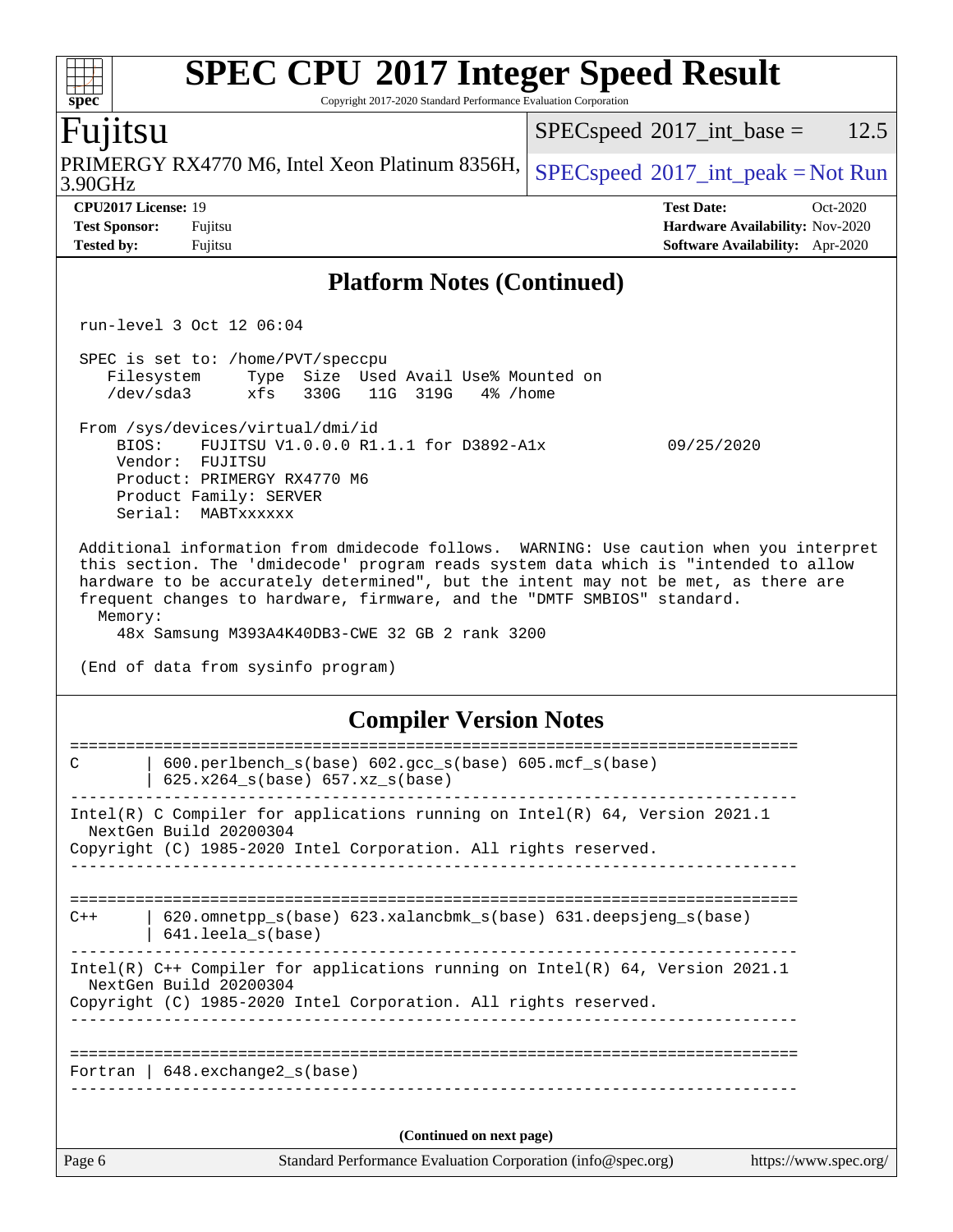## Platform Notes (Continued)

```
run-level 3 Oct 12 06:04

SPEC is set to: /home/PVT/speccpu
   Filesystem     Type  Size  Used Avail Use% Mounted on
   /dev/sda3      xfs   330G   11G  319G   4% /home

From /sys/devices/virtual/dmi/id
    BIOS:    FUJITSU V1.0.0.0 R1.1.1 for D3892-A1x              09/25/2020
    Vendor:  FUJITSU
    Product: PRIMERGY RX4770 M6
    Product Family: SERVER
    Serial:  MABTxxxxxx

Additional information from dmidecode follows.  WARNING: Use caution when you interpret
this section. The 'dmidecode' program reads system data which is "intended to allow
hardware to be accurately determined", but the intent may not be met, as there are
frequent changes to hardware, firmware, and the "DMTF SMBIOS" standard.
  Memory:
    48x Samsung M393A4K40DB3-CWE 32 GB 2 rank 3200

(End of data from sysinfo program)
```

## Compiler Version Notes

```
==============================================================================
C       | 600.perlbench_s(base) 602.gcc_s(base) 605.mcf_s(base)
        | 625.x264_s(base) 657.xz_s(base)
------------------------------------------------------------------------------
Intel(R) C Compiler for applications running on Intel(R) 64, Version 2021.1
  NextGen Build 20200304
Copyright (C) 1985-2020 Intel Corporation. All rights reserved.
------------------------------------------------------------------------------

==============================================================================
C++     | 620.omnetpp_s(base) 623.xalancbmk_s(base) 631.deepsjeng_s(base)
        | 641.leela_s(base)
------------------------------------------------------------------------------
Intel(R) C++ Compiler for applications running on Intel(R) 64, Version 2021.1
  NextGen Build 20200304
Copyright (C) 1985-2020 Intel Corporation. All rights reserved.
------------------------------------------------------------------------------

==============================================================================
Fortran | 648.exchange2_s(base)
------------------------------------------------------------------------------
```

(Continued on next page)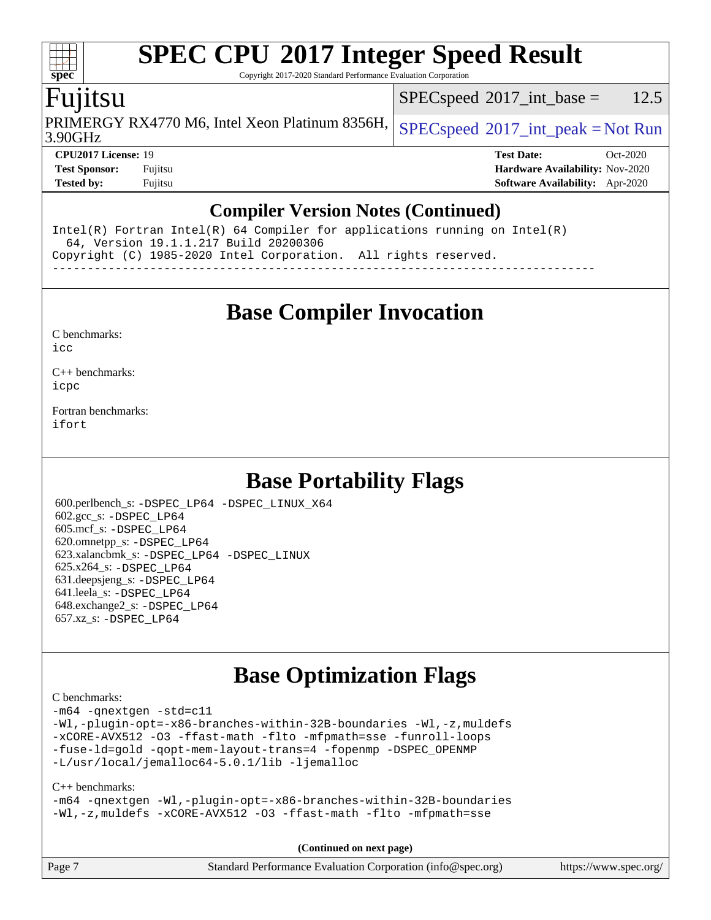## Compiler Version Notes (Continued)

```
Intel(R) Fortran Intel(R) 64 Compiler for applications running on Intel(R)
  64, Version 19.1.1.217 Build 20200306
Copyright (C) 1985-2020 Intel Corporation.  All rights reserved.
------------------------------------------------------------------------------
```

# Base Compiler Invocation

C benchmarks:
`icc`

C++ benchmarks:
`icpc`

Fortran benchmarks:
`ifort`

# Base Portability Flags

600.perlbench_s: `-DSPEC_LP64 -DSPEC_LINUX_X64`
602.gcc_s: `-DSPEC_LP64`
605.mcf_s: `-DSPEC_LP64`
620.omnetpp_s: `-DSPEC_LP64`
623.xalancbmk_s: `-DSPEC_LP64 -DSPEC_LINUX`
625.x264_s: `-DSPEC_LP64`
631.deepsjeng_s: `-DSPEC_LP64`
641.leela_s: `-DSPEC_LP64`
648.exchange2_s: `-DSPEC_LP64`
657.xz_s: `-DSPEC_LP64`

# Base Optimization Flags

C benchmarks:

```
-m64 -qnextgen -std=c11
-Wl,-plugin-opt=-x86-branches-within-32B-boundaries -Wl,-z,muldefs
-xCORE-AVX512 -O3 -ffast-math -flto -mfpmath=sse -funroll-loops
-fuse-ld=gold -qopt-mem-layout-trans=4 -fopenmp -DSPEC_OPENMP
-L/usr/local/jemalloc64-5.0.1/lib -ljemalloc
```

C++ benchmarks:

```
-m64 -qnextgen -Wl,-plugin-opt=-x86-branches-within-32B-boundaries
-Wl,-z,muldefs -xCORE-AVX512 -O3 -ffast-math -flto -mfpmath=sse
```

(Continued on next page)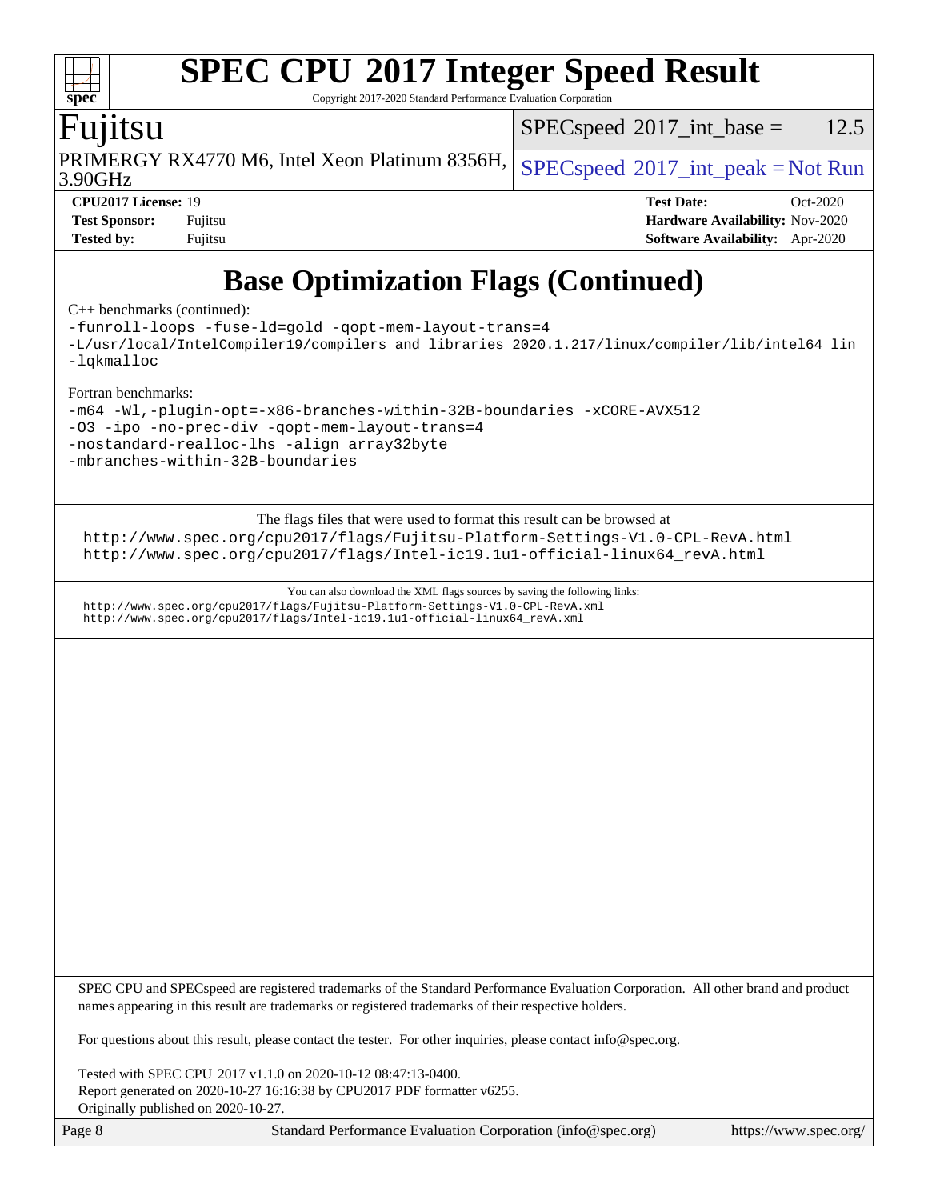# Base Optimization Flags (Continued)

C++ benchmarks (continued):

-funroll-loops -fuse-ld=gold -qopt-mem-layout-trans=4
-L/usr/local/IntelCompiler19/compilers_and_libraries_2020.1.217/linux/compiler/lib/intel64_lin
-lqkmalloc

Fortran benchmarks:

-m64 -Wl,-plugin-opt=-x86-branches-within-32B-boundaries -xCORE-AVX512
-O3 -ipo -no-prec-div -qopt-mem-layout-trans=4
-nostandard-realloc-lhs -align array32byte
-mbranches-within-32B-boundaries

The flags files that were used to format this result can be browsed at
http://www.spec.org/cpu2017/flags/Fujitsu-Platform-Settings-V1.0-CPL-RevA.html
http://www.spec.org/cpu2017/flags/Intel-ic19.1u1-official-linux64_revA.html

You can also download the XML flags sources by saving the following links:
http://www.spec.org/cpu2017/flags/Fujitsu-Platform-Settings-V1.0-CPL-RevA.xml
http://www.spec.org/cpu2017/flags/Intel-ic19.1u1-official-linux64_revA.xml

SPEC CPU and SPECspeed are registered trademarks of the Standard Performance Evaluation Corporation. All other brand and product names appearing in this result are trademarks or registered trademarks of their respective holders.

For questions about this result, please contact the tester. For other inquiries, please contact info@spec.org.

Tested with SPEC CPU 2017 v1.1.0 on 2020-10-12 08:47:13-0400.
Report generated on 2020-10-27 16:16:38 by CPU2017 PDF formatter v6255.
Originally published on 2020-10-27.